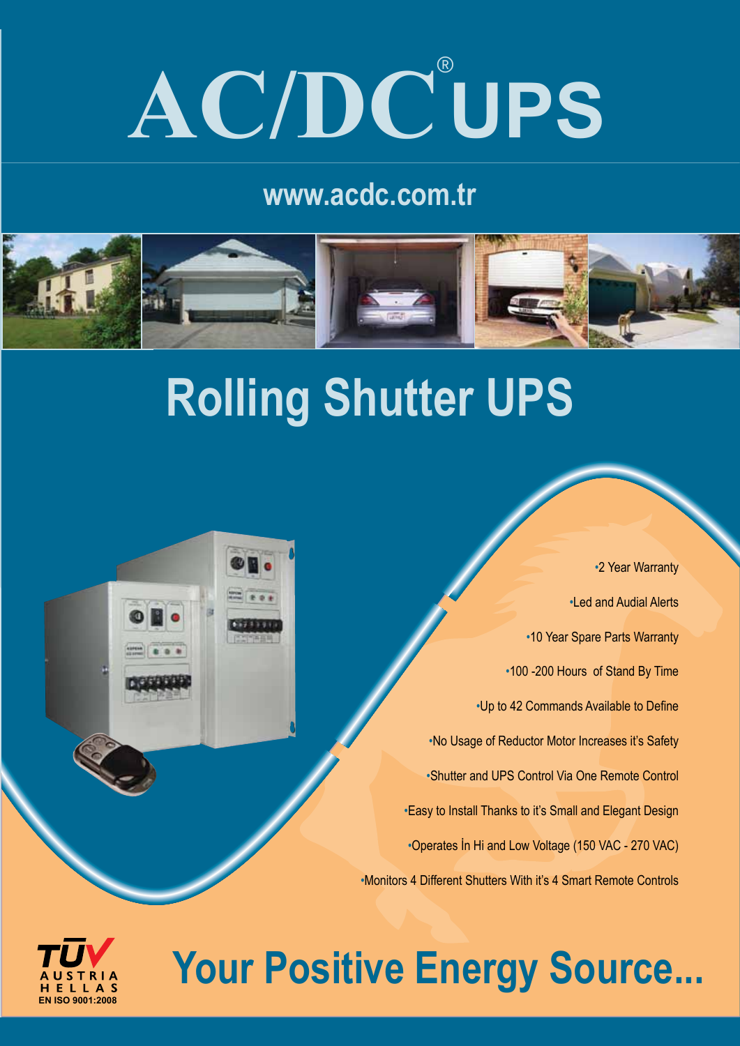# AC/DC® UPS

www.acdc.com.tr

## Rolling Shutter UPS

- 2 Year Warranty
- Led and Audial Alerts
- 10 Year Spare Parts Warranty
- 100 -200 Hours of Stand By Time
- Up to 42 Commands Available to Define
- No Usage of Reductor Motor Increases it's Safety
- Shutter and UPS Control Via One Remote Control
- Easy to Install Thanks to it's Small and Elegant Design
- Operates İn Hi and Low Voltage (150 VAC - 270 VAC)
- Monitors 4 Different Shutters With it's 4 Smart Remote Controls

TÜV AUSTRIA HELLAS EN ISO 9001:2008

## Your Positive Energy Source...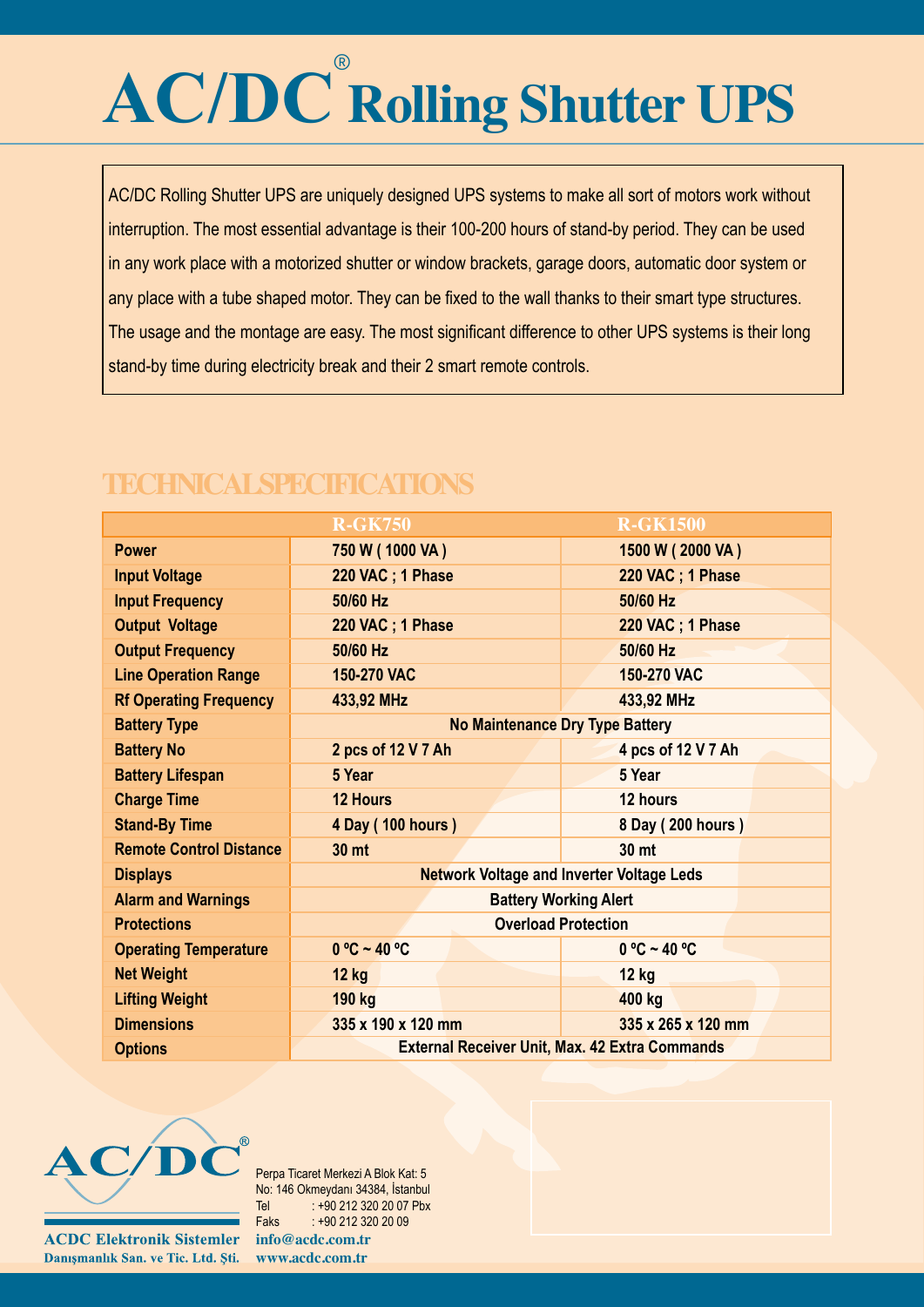# AC/DC® Rolling Shutter UPS

AC/DC Rolling Shutter UPS are uniquely designed UPS systems to make all sort of motors work without interruption. The most essential advantage is their 100-200 hours of stand-by period. They can be used in any work place with a motorized shutter or window brackets, garage doors, automatic door system or any place with a tube shaped motor. They can be fixed to the wall thanks to their smart type structures. The usage and the montage are easy. The most significant difference to other UPS systems is their long stand-by time during electricity break and their 2 smart remote controls.

## TECHNICAL SPECIFICATIONS

| | R-GK750 | R-GK1500 |
|---|---|---|
| **Power** | **750 W ( 1000 VA )** | **1500 W ( 2000 VA )** |
| **Input Voltage** | **220 VAC ; 1 Phase** | **220 VAC ; 1 Phase** |
| **Input Frequency** | **50/60 Hz** | **50/60 Hz** |
| **Output Voltage** | **220 VAC ; 1 Phase** | **220 VAC ; 1 Phase** |
| **Output Frequency** | **50/60 Hz** | **50/60 Hz** |
| **Line Operation Range** | **150-270 VAC** | **150-270 VAC** |
| **Rf Operating Frequency** | **433,92 MHz** | **433,92 MHz** |
| **Battery Type** | **No Maintenance Dry Type Battery** | |
| **Battery No** | **2 pcs of 12 V 7 Ah** | **4 pcs of 12 V 7 Ah** |
| **Battery Lifespan** | **5 Year** | **5 Year** |
| **Charge Time** | **12 Hours** | **12 hours** |
| **Stand-By Time** | **4 Day ( 100 hours )** | **8 Day ( 200 hours )** |
| **Remote Control Distance** | **30 mt** | **30 mt** |
| **Displays** | **Network Voltage and Inverter Voltage Leds** | |
| **Alarm and Warnings** | **Battery Working Alert** | |
| **Protections** | **Overload Protection** | |
| **Operating Temperature** | **0 ºC ~ 40 ºC** | **0 ºC ~ 40 ºC** |
| **Net Weight** | **12 kg** | **12 kg** |
| **Lifting Weight** | **190 kg** | **400 kg** |
| **Dimensions** | **335 x 190 x 120 mm** | **335 x 265 x 120 mm** |
| **Options** | **External Receiver Unit, Max. 42 Extra Commands** | |

AC/DC®

**ACDC Elektronik Sistemler**
**Danışmanlık San. ve Tic. Ltd. Şti.**

Perpa Ticaret Merkezi A Blok Kat: 5
No: 146 Okmeydanı 34384, İstanbul
Tel : +90 212 320 20 07 Pbx
Faks : +90 212 320 20 09
**info@acdc.com.tr**
**www.acdc.com.tr**